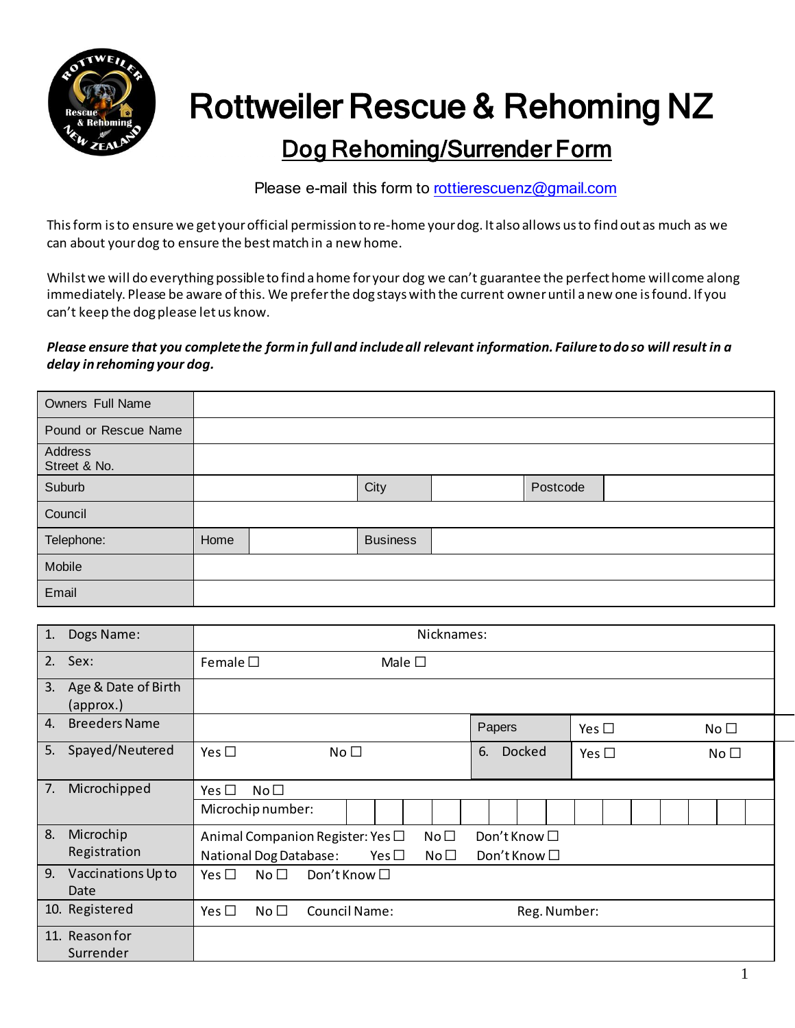# Rottweiler Rescue & Rehoming NZ

## Dog Rehoming/Surrender Form

Please e-mail this form to rottierescuenz@gmail.com

This form is to ensure we get your official permission to re-home your dog. It also allows us to find out as much as we can about your dog to ensure the best match in a new home.

Whilst we will do everything possible to find a home for your dog we can't guarantee the perfect home will come along immediately. Please be aware of this. We prefer the dog stays with the current owner until a new one is found. If you can't keep the dog please let us know.

***Please ensure that you complete the form in full and include all relevant information. Failure to do so will result in a delay in rehoming your dog.***

| | | | | | |
|---|---|---|---|---|---|
| Owners Full Name | | | | | |
| Pound or Rescue Name | | | | | |
| Address Street & No. | | | | | |
| Suburb | | City | | Postcode | |
| Council | | | | | |
| Telephone: | Home | | Business | | |
| Mobile | | | | | |
| Email | | | | | |

| | | | | |
|---|---|---|---|---|
| 1. Dogs Name: | Nicknames: | | | |
| 2. Sex: | Female ☐ Male ☐ | | | |
| 3. Age & Date of Birth (approx.) | | | | |
| 4. Breeders Name | | Papers | Yes ☐ | No ☐ |
| 5. Spayed/Neutered | Yes ☐ No ☐ | 6. Docked | Yes ☐ | No ☐ |
| 7. Microchipped | Yes ☐ No ☐<br>Microchip number: | | | |
| 8. Microchip Registration | Animal Companion Register: Yes ☐ No ☐ Don't Know ☐<br>National Dog Database: Yes ☐ No ☐ Don't Know ☐ | | | |
| 9. Vaccinations Up to Date | Yes ☐ No ☐ Don't Know ☐ | | | |
| 10. Registered | Yes ☐ No ☐ Council Name: Reg. Number: | | | |
| 11. Reason for Surrender | | | | |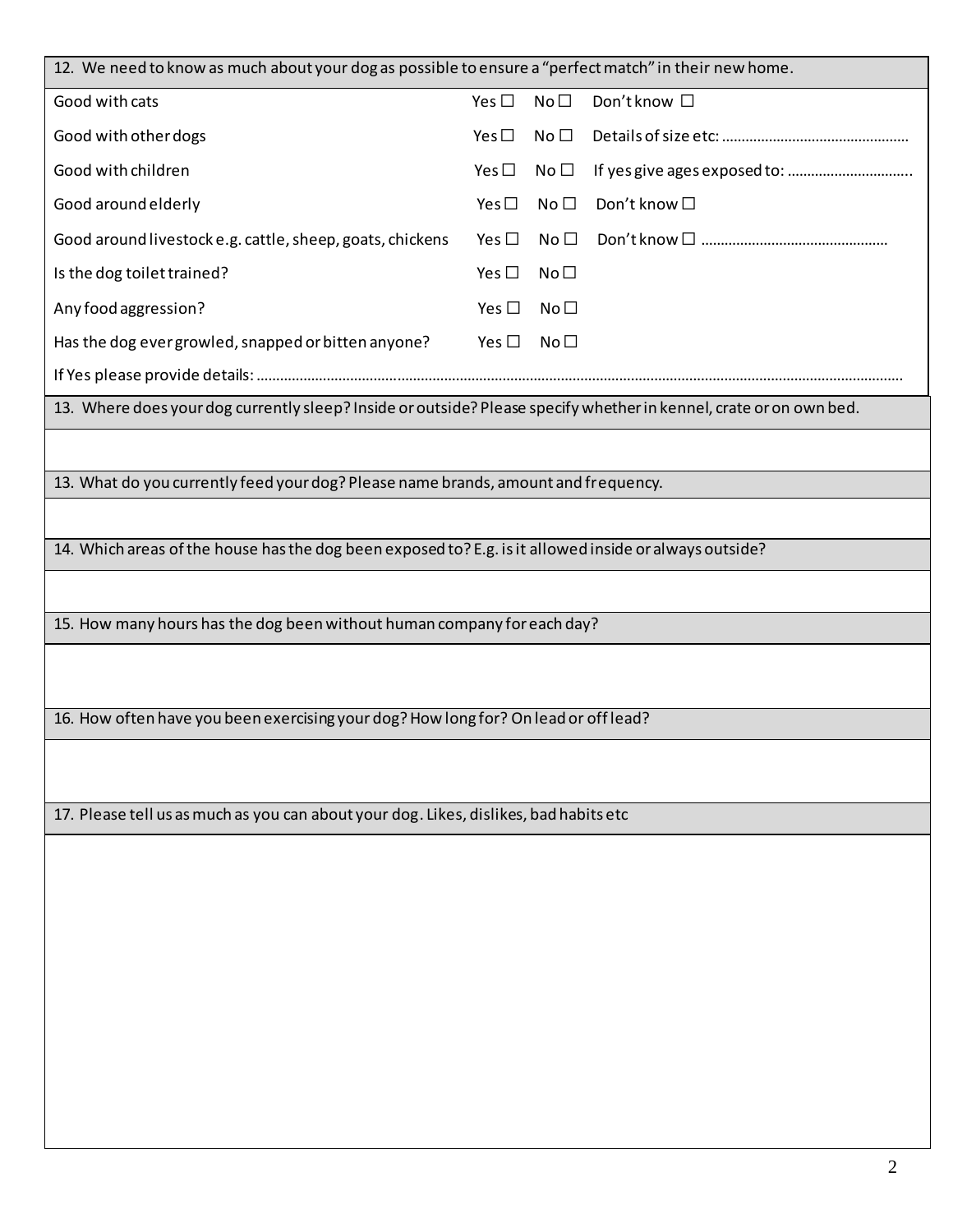| 12. We need to know as much about your dog as possible to ensure a "perfect match" in their new home. | | | |
|---|---|---|---|
| Good with cats | Yes ☐ | No ☐ | Don't know ☐ |
| Good with other dogs | Yes ☐ | No ☐ | Details of size etc: ............................................... |
| Good with children | Yes ☐ | No ☐ | If yes give ages exposed to: ............................... |
| Good around elderly | Yes ☐ | No ☐ | Don't know ☐ |
| Good around livestock e.g. cattle, sheep, goats, chickens | Yes ☐ | No ☐ | Don't know ☐ ............................................... |
| Is the dog toilet trained? | Yes ☐ | No ☐ | |
| Any food aggression? | Yes ☐ | No ☐ | |
| Has the dog ever growled, snapped or bitten anyone? | Yes ☐ | No ☐ | |
| If Yes please provide details: ........................................................................................................................................................ | | | |

| 13. Where does your dog currently sleep? Inside or outside? Please specify whether in kennel, crate or on own bed. |
|---|
| |

| 13. What do you currently feed your dog? Please name brands, amount and frequency. |
|---|
| |

| 14. Which areas of the house has the dog been exposed to? E.g. is it allowed inside or always outside? |
|---|
| |

| 15. How many hours has the dog been without human company for each day? |
|---|
| |

| 16. How often have you been exercising your dog? How long for? On lead or off lead? |
|---|
| |

| 17. Please tell us as much as you can about your dog. Likes, dislikes, bad habits etc |
|---|
| |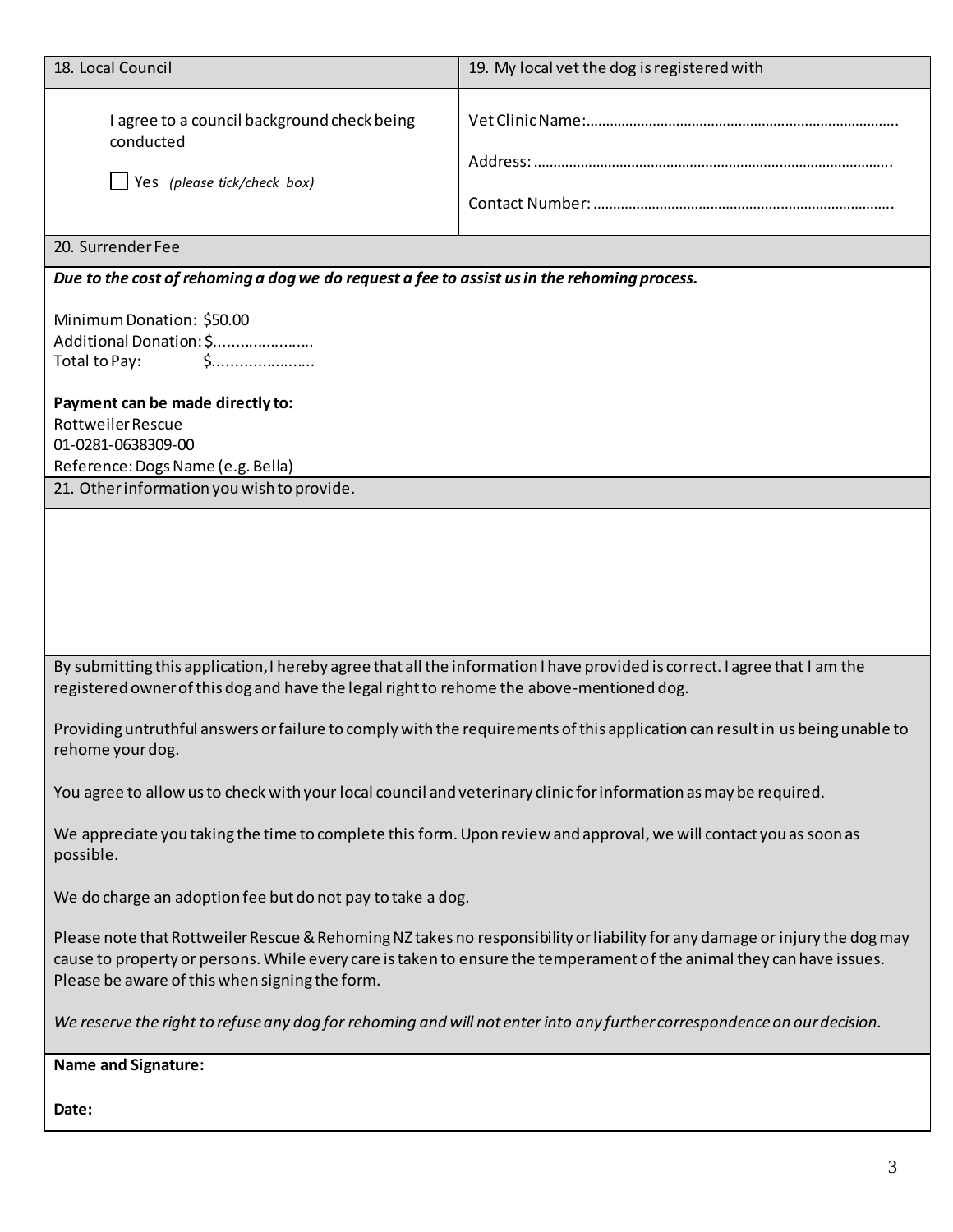| 18. Local Council | 19. My local vet the dog is registered with |
|---|---|
| I agree to a council background check being conducted<br><br>☐ Yes *(please tick/check box)* | Vet Clinic Name:……………………………………………………………………..<br><br>Address: ………………………………………………………………………………..<br><br>Contact Number: ………………………………………………………………….. |

**20. Surrender Fee**

***Due to the cost of rehoming a dog we do request a fee to assist us in the rehoming process.***

Minimum Donation: $50.00
Additional Donation: $.....................
Total to Pay: $.....................

**Payment can be made directly to:**
Rottweiler Rescue
01-0281-0638309-00
Reference: Dogs Name (e.g. Bella)

**21. Other information you wish to provide.**

By submitting this application, I hereby agree that all the information I have provided is correct. I agree that I am the registered owner of this dog and have the legal right to rehome the above-mentioned dog.

Providing untruthful answers or failure to comply with the requirements of this application can result in us being unable to rehome your dog.

You agree to allow us to check with your local council and veterinary clinic for information as may be required.

We appreciate you taking the time to complete this form. Upon review and approval, we will contact you as soon as possible.

We do charge an adoption fee but do not pay to take a dog.

Please note that Rottweiler Rescue & Rehoming NZ takes no responsibility or liability for any damage or injury the dog may cause to property or persons. While every care is taken to ensure the temperament of the animal they can have issues. Please be aware of this when signing the form.

*We reserve the right to refuse any dog for rehoming and will not enter into any further correspondence on our decision.*

**Name and Signature:**

**Date:**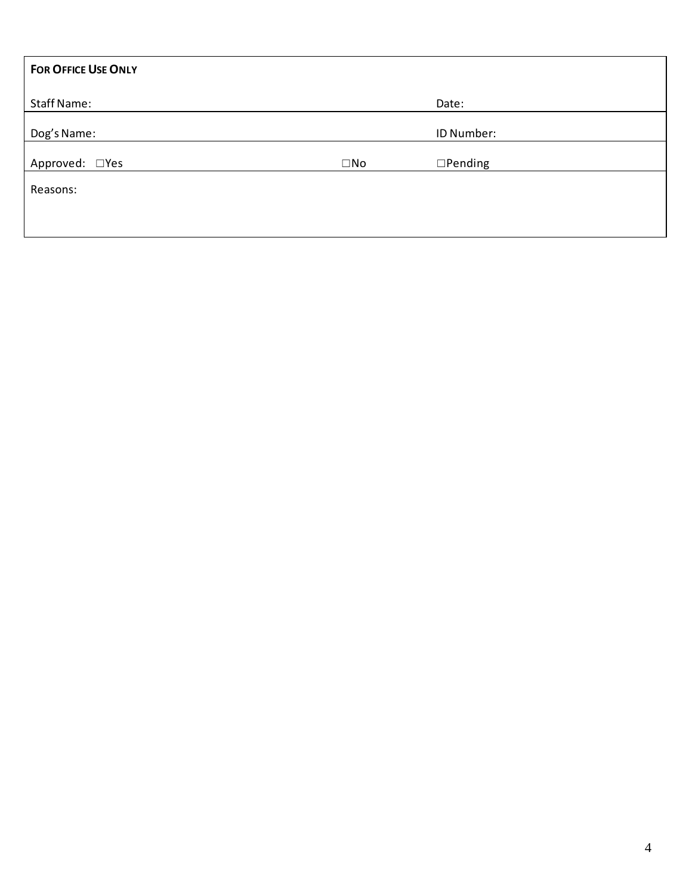**FOR OFFICE USE ONLY**

| | |
|---|---|
| Staff Name: | Date: |
| Dog's Name: | ID Number: |
| Approved: ☐Yes ☐No | ☐Pending |
| Reasons: | |